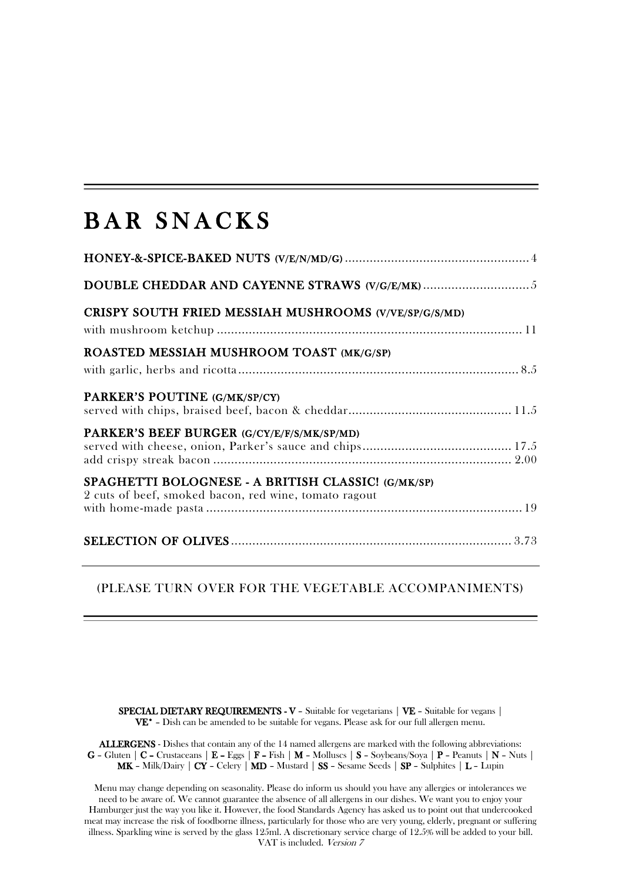# BAR SNACKS

**HONEY-&-SPICE-BAKED NUTS (V/E/N/MD/G)** .................................................. 4

**DOUBLE CHEDDAR AND CAYENNE STRAWS (V/G/E/MK)** .............................. 5

**CRISPY SOUTH FRIED MESSIAH MUSHROOMS (V/VE/SP/G/S/MD)**
with mushroom ketchup ...................................................................................... 11

**ROASTED MESSIAH MUSHROOM TOAST (MK/G/SP)**
with garlic, herbs and ricotta ............................................................................... 8.5

**PARKER'S POUTINE (G/MK/SP/CY)**
served with chips, braised beef, bacon & cheddar ............................................. 11.5

**PARKER'S BEEF BURGER (G/CY/E/F/S/MK/SP/MD)**
served with cheese, onion, Parker's sauce and chips .......................................... 17.5
add crispy streak bacon ...................................................................................... 2.00

**SPAGHETTI BOLOGNESE - A BRITISH CLASSIC! (G/MK/SP)**
2 cuts of beef, smoked bacon, red wine, tomato ragout
with home-made pasta ......................................................................................... 19

**SELECTION OF OLIVES** ................................................................................ 3.73

(PLEASE TURN OVER FOR THE VEGETABLE ACCOMPANIMENTS)

**SPECIAL DIETARY REQUIREMENTS - V** – Suitable for vegetarians | **VE** – Suitable for vegans | **VE\*** – Dish can be amended to be suitable for vegans. Please ask for our full allergen menu.

**ALLERGENS** - Dishes that contain any of the 14 named allergens are marked with the following abbreviations: **G** – Gluten | **C** – Crustaceans | **E** – Eggs | **F** – Fish | **M** – Molluscs | **S** – Soybeans/Soya | **P** – Peanuts | **N** – Nuts | **MK** – Milk/Dairy | **CY** – Celery | **MD** – Mustard | **SS** – Sesame Seeds | **SP** – Sulphites | **L** – Lupin

Menu may change depending on seasonality. Please do inform us should you have any allergies or intolerances we need to be aware of. We cannot guarantee the absence of all allergens in our dishes. We want you to enjoy your Hamburger just the way you like it. However, the food Standards Agency has asked us to point out that undercooked meat may increase the risk of foodborne illness, particularly for those who are very young, elderly, pregnant or suffering illness. Sparkling wine is served by the glass 125ml. A discretionary service charge of 12.5% will be added to your bill. VAT is included. *Version 7*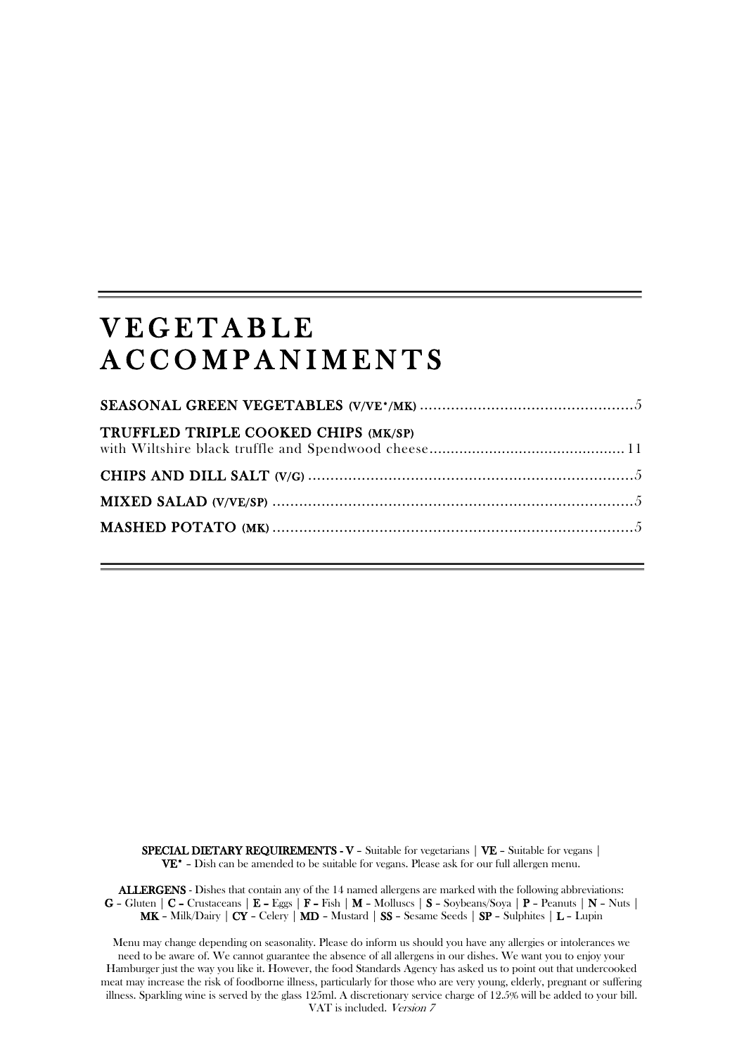# VEGETABLE ACCOMPANIMENTS

**SEASONAL GREEN VEGETABLES (V/VE*/MK)** ................................................5

**TRUFFLED TRIPLE COOKED CHIPS (MK/SP)**
with Wiltshire black truffle and Spendwood cheese.............................................11

**CHIPS AND DILL SALT (V/G)** ...........................................................................5

**MIXED SALAD (V/VE/SP)** .................................................................................5

**MASHED POTATO (MK)** ..................................................................................5

**SPECIAL DIETARY REQUIREMENTS - V** – Suitable for vegetarians | **VE** – Suitable for vegans | **VE*** – Dish can be amended to be suitable for vegans. Please ask for our full allergen menu.

**ALLERGENS** - Dishes that contain any of the 14 named allergens are marked with the following abbreviations: **G** – Gluten | **C** – Crustaceans | **E** – Eggs | **F** – Fish | **M** – Molluscs | **S** – Soybeans/Soya | **P** – Peanuts | **N** – Nuts | **MK** – Milk/Dairy | **CY** – Celery | **MD** – Mustard | **SS** – Sesame Seeds | **SP** – Sulphites | **L** – Lupin

Menu may change depending on seasonality. Please do inform us should you have any allergies or intolerances we need to be aware of. We cannot guarantee the absence of all allergens in our dishes. We want you to enjoy your Hamburger just the way you like it. However, the food Standards Agency has asked us to point out that undercooked meat may increase the risk of foodborne illness, particularly for those who are very young, elderly, pregnant or suffering illness. Sparkling wine is served by the glass 125ml. A discretionary service charge of 12.5% will be added to your bill. VAT is included. *Version 7*